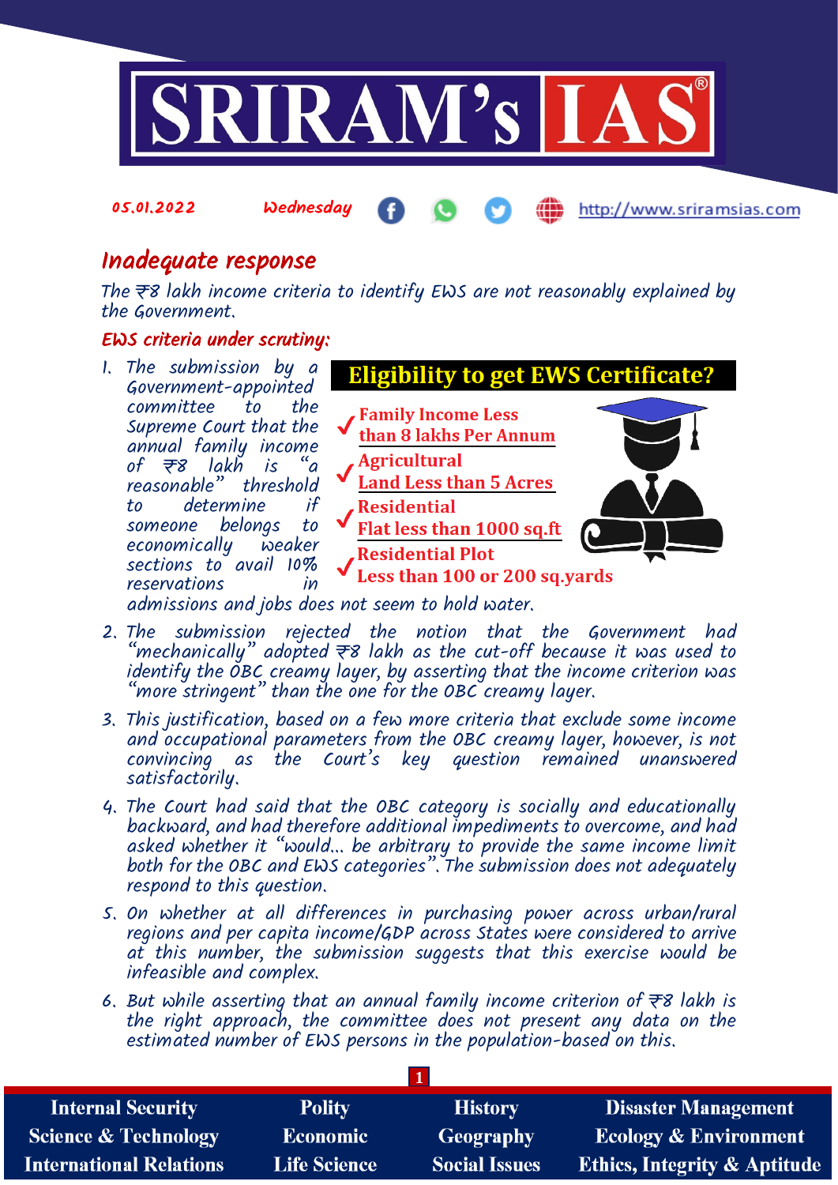05.01.2022 Wednesday http://www.sriramsias.com

# Inadequate response

*The ₹8 lakh income criteria to identify EWS are not reasonably explained by the Government.*

## EWS criteria under scrutiny:

**Eligibility to get EWS Certificate?**

- Family Income Less than 8 lakhs Per Annum
- Agricultural Land Less than 5 Acres
- Residential Flat less than 1000 sq.ft
- Residential Plot Less than 100 or 200 sq.yards

1. The submission by a Government-appointed committee to the Supreme Court that the annual family income of ₹8 lakh is "a reasonable" threshold to determine if someone belongs to economically weaker sections to avail 10% reservations in admissions and jobs does not seem to hold water.
2. The submission rejected the notion that the Government had "mechanically" adopted ₹8 lakh as the cut-off because it was used to identify the OBC creamy layer, by asserting that the income criterion was "more stringent" than the one for the OBC creamy layer.
3. This justification, based on a few more criteria that exclude some income and occupational parameters from the OBC creamy layer, however, is not convincing as the Court's key question remained unanswered satisfactorily.
4. The Court had said that the OBC category is socially and educationally backward, and had therefore additional impediments to overcome, and had asked whether it "would... be arbitrary to provide the same income limit both for the OBC and EWS categories". The submission does not adequately respond to this question.
5. On whether at all differences in purchasing power across urban/rural regions and per capita income/GDP across States were considered to arrive at this number, the submission suggests that this exercise would be infeasible and complex.
6. But while asserting that an annual family income criterion of ₹8 lakh is the right approach, the committee does not present any data on the estimated number of EWS persons in the population-based on this.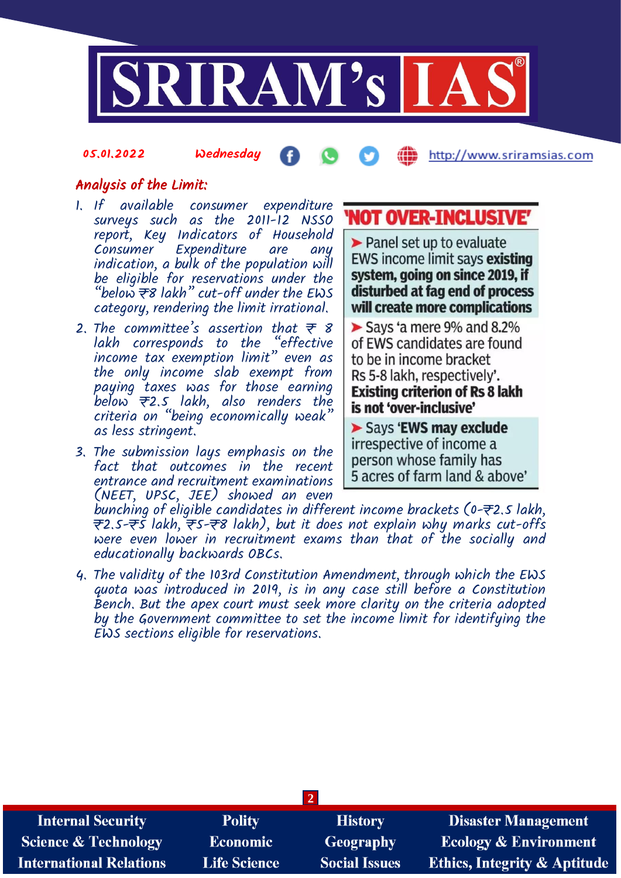## Analysis of the Limit:

1. If available consumer expenditure surveys such as the 2011-12 NSSO report, Key Indicators of Household Consumer Expenditure are any indication, a bulk of the population will be eligible for reservations under the "below ₹8 lakh" cut-off under the EWS category, rendering the limit irrational.
2. The committee's assertion that ₹ 8 lakh corresponds to the "effective income tax exemption limit" even as the only income slab exempt from paying taxes was for those earning below ₹2.5 lakh, also renders the criteria on "being economically weak" as less stringent.
3. The submission lays emphasis on the fact that outcomes in the recent entrance and recruitment examinations (NEET, UPSC, JEE) showed an even bunching of eligible candidates in different income brackets (0-₹2.5 lakh, ₹2.5-₹5 lakh, ₹5-₹8 lakh), but it does not explain why marks cut-offs were even lower in recruitment exams than that of the socially and educationally backwards OBCs.
4. The validity of the 103rd Constitution Amendment, through which the EWS quota was introduced in 2019, is in any case still before a Constitution Bench. But the apex court must seek more clarity on the criteria adopted by the Government committee to set the income limit for identifying the EWS sections eligible for reservations.

### 'NOT OVER-INCLUSIVE'

- Panel set up to evaluate EWS income limit says **existing system, going on since 2019, if disturbed at fag end of process will create more complications**
- Says 'a mere 9% and 8.2% of EWS candidates are found to be in income bracket Rs 5-8 lakh, respectively'. **Existing criterion of Rs 8 lakh is not 'over-inclusive'**
- Says **'EWS may exclude** irrespective of income a person whose family has 5 acres of farm land & above'